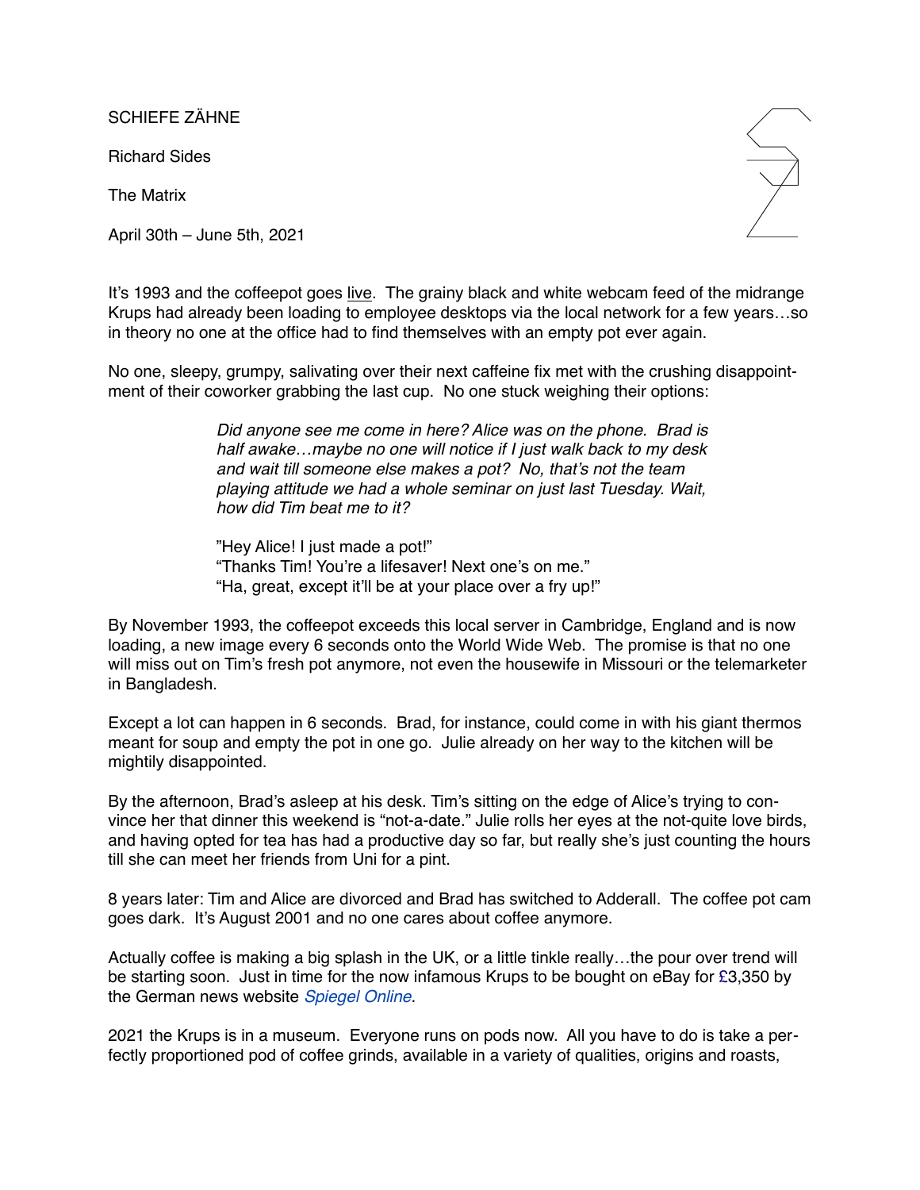SCHIEFE ZÄHNE

Richard Sides

The Matrix

April 30th – June 5th, 2021

It's 1993 and the coffeepot goes live. The grainy black and white webcam feed of the midrange Krups had already been loading to employee desktops via the local network for a few years…so in theory no one at the office had to find themselves with an empty pot ever again.

No one, sleepy, grumpy, salivating over their next caffeine fix met with the crushing disappointment of their coworker grabbing the last cup. No one stuck weighing their options:

> *Did anyone see me come in here? Alice was on the phone. Brad is half awake…maybe no one will notice if I just walk back to my desk and wait till someone else makes a pot? No, that's not the team playing attitude we had a whole seminar on just last Tuesday. Wait, how did Tim beat me to it?*
>
> "Hey Alice! I just made a pot!"
> "Thanks Tim! You're a lifesaver! Next one's on me."
> "Ha, great, except it'll be at your place over a fry up!"

By November 1993, the coffeepot exceeds this local server in Cambridge, England and is now loading, a new image every 6 seconds onto the World Wide Web. The promise is that no one will miss out on Tim's fresh pot anymore, not even the housewife in Missouri or the telemarketer in Bangladesh.

Except a lot can happen in 6 seconds. Brad, for instance, could come in with his giant thermos meant for soup and empty the pot in one go. Julie already on her way to the kitchen will be mightily disappointed.

By the afternoon, Brad's asleep at his desk. Tim's sitting on the edge of Alice's trying to convince her that dinner this weekend is "not-a-date." Julie rolls her eyes at the not-quite love birds, and having opted for tea has had a productive day so far, but really she's just counting the hours till she can meet her friends from Uni for a pint.

8 years later: Tim and Alice are divorced and Brad has switched to Adderall. The coffee pot cam goes dark. It's August 2001 and no one cares about coffee anymore.

Actually coffee is making a big splash in the UK, or a little tinkle really…the pour over trend will be starting soon. Just in time for the now infamous Krups to be bought on eBay for £3,350 by the German news website *Spiegel Online*.

2021 the Krups is in a museum. Everyone runs on pods now. All you have to do is take a perfectly proportioned pod of coffee grinds, available in a variety of qualities, origins and roasts,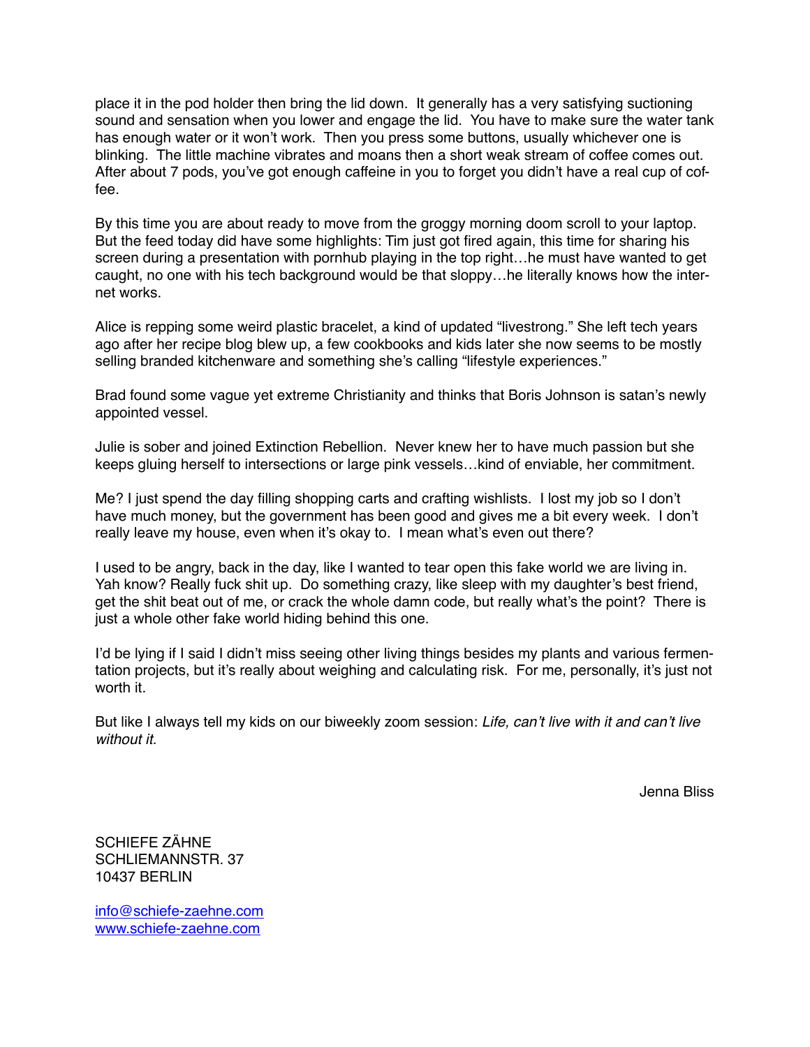place it in the pod holder then bring the lid down. It generally has a very satisfying suctioning sound and sensation when you lower and engage the lid. You have to make sure the water tank has enough water or it won't work. Then you press some buttons, usually whichever one is blinking. The little machine vibrates and moans then a short weak stream of coffee comes out. After about 7 pods, you've got enough caffeine in you to forget you didn't have a real cup of coffee.

By this time you are about ready to move from the groggy morning doom scroll to your laptop. But the feed today did have some highlights: Tim just got fired again, this time for sharing his screen during a presentation with pornhub playing in the top right…he must have wanted to get caught, no one with his tech background would be that sloppy…he literally knows how the internet works.

Alice is repping some weird plastic bracelet, a kind of updated "livestrong." She left tech years ago after her recipe blog blew up, a few cookbooks and kids later she now seems to be mostly selling branded kitchenware and something she's calling "lifestyle experiences."

Brad found some vague yet extreme Christianity and thinks that Boris Johnson is satan's newly appointed vessel.

Julie is sober and joined Extinction Rebellion. Never knew her to have much passion but she keeps gluing herself to intersections or large pink vessels…kind of enviable, her commitment.

Me? I just spend the day filling shopping carts and crafting wishlists. I lost my job so I don't have much money, but the government has been good and gives me a bit every week. I don't really leave my house, even when it's okay to. I mean what's even out there?

I used to be angry, back in the day, like I wanted to tear open this fake world we are living in. Yah know? Really fuck shit up. Do something crazy, like sleep with my daughter's best friend, get the shit beat out of me, or crack the whole damn code, but really what's the point? There is just a whole other fake world hiding behind this one.

I'd be lying if I said I didn't miss seeing other living things besides my plants and various fermentation projects, but it's really about weighing and calculating risk. For me, personally, it's just not worth it.

But like I always tell my kids on our biweekly zoom session: *Life, can't live with it and can't live without it.*

Jenna Bliss

SCHIEFE ZÄHNE
SCHLIEMANNSTR. 37
10437 BERLIN

info@schiefe-zaehne.com
www.schiefe-zaehne.com